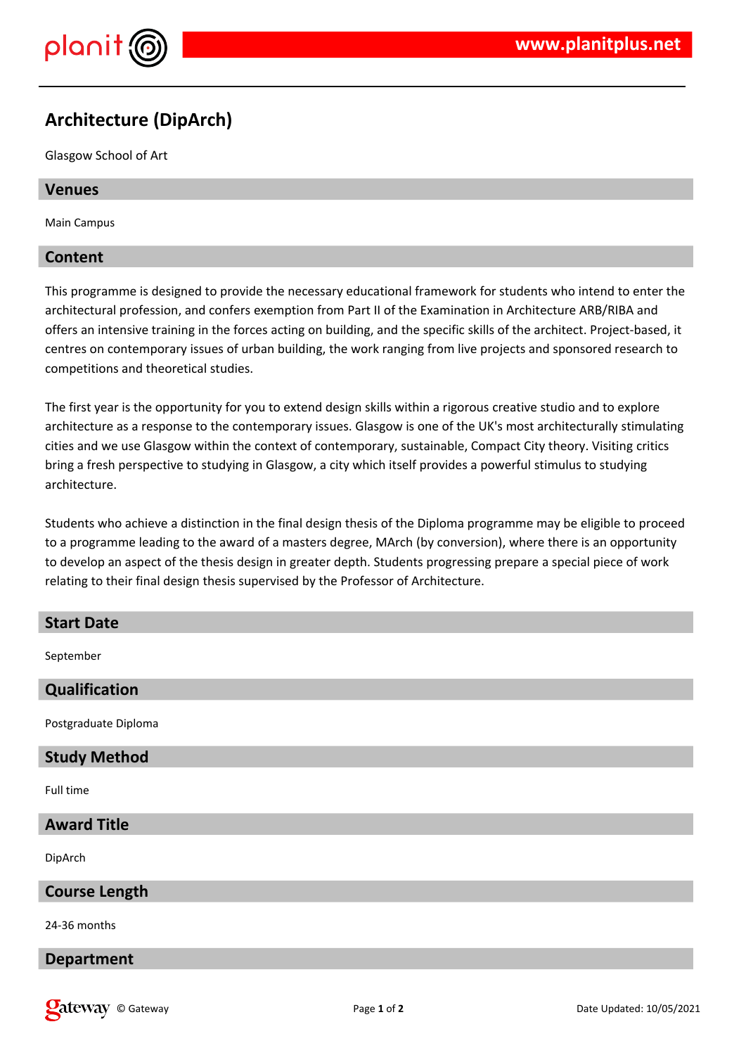# Architecture (DipArch)

Glasgow School of Art

## Venues

Main Campus

## Content

This programme is designed to provide the necessary educational framework for students who intend to enter the architectural profession, and confers exemption from Part II of the Examination in Architecture ARB/RIBA and offers an intensive training in the forces acting on building, and the specific skills of the architect. Project-based, it centres on contemporary issues of urban building, the work ranging from live projects and sponsored research to competitions and theoretical studies.

The first year is the opportunity for you to extend design skills within a rigorous creative studio and to explore architecture as a response to the contemporary issues. Glasgow is one of the UK's most architecturally stimulating cities and we use Glasgow within the context of contemporary, sustainable, Compact City theory. Visiting critics bring a fresh perspective to studying in Glasgow, a city which itself provides a powerful stimulus to studying architecture.

Students who achieve a distinction in the final design thesis of the Diploma programme may be eligible to proceed to a programme leading to the award of a masters degree, MArch (by conversion), where there is an opportunity to develop an aspect of the thesis design in greater depth. Students progressing prepare a special piece of work relating to their final design thesis supervised by the Professor of Architecture.

## Start Date

September

## Qualification

Postgraduate Diploma

## Study Method

Full time

## Award Title

DipArch

## Course Length

24-36 months

## Department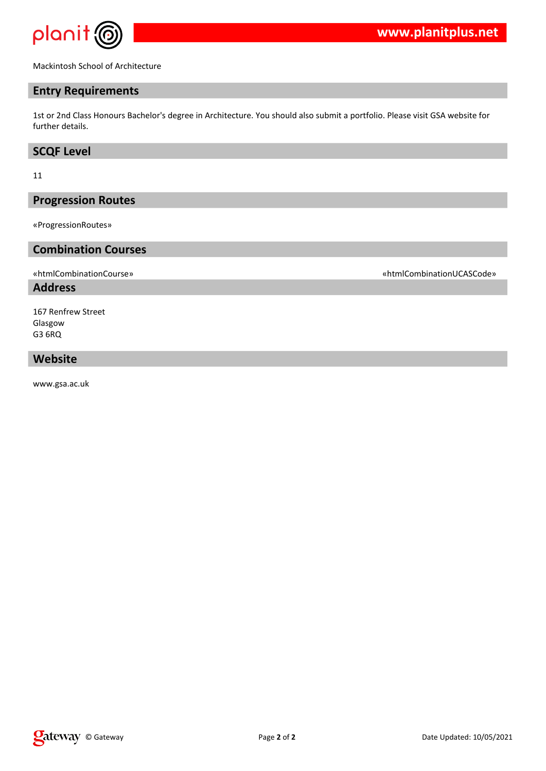Mackintosh School of Architecture

## Entry Requirements

1st or 2nd Class Honours Bachelor's degree in Architecture. You should also submit a portfolio. Please visit GSA website for further details.

## SCQF Level

11

## Progression Routes

«ProgressionRoutes»

## Combination Courses

«htmlCombinationCourse» «htmlCombinationUCASCode»

## Address

167 Renfrew Street
Glasgow
G3 6RQ

## Website

www.gsa.ac.uk